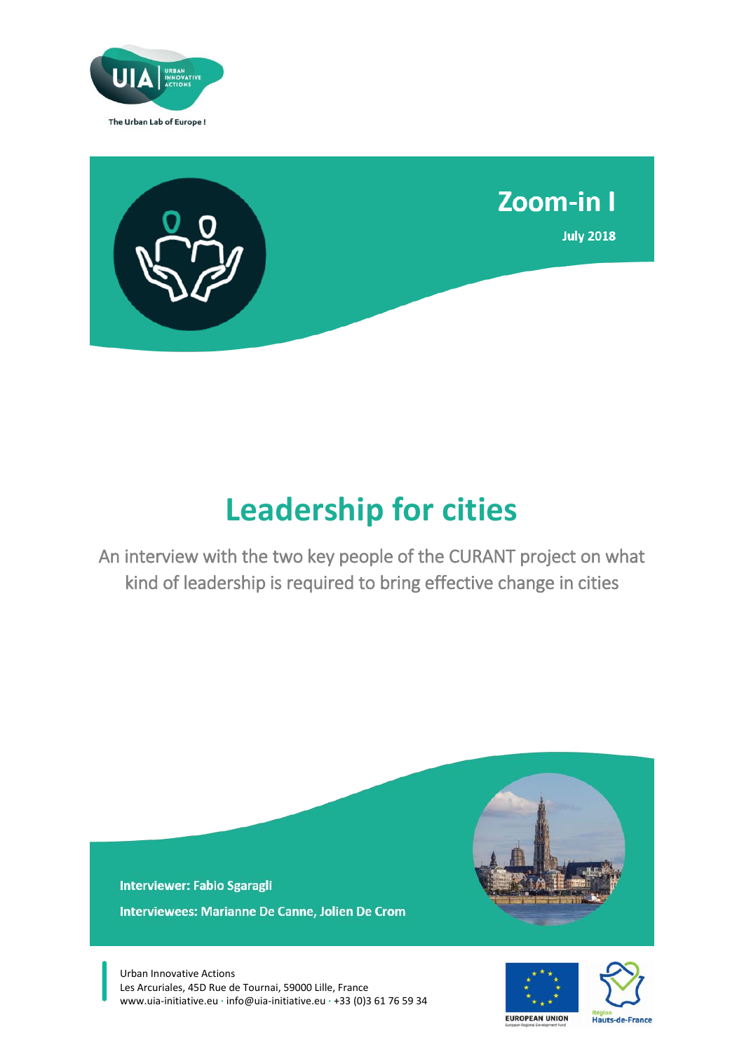UIA URBAN INNOVATIVE ACTIONS

The Urban Lab of Europe !

# Zoom-in I

**July 2018**

# Leadership for cities

An interview with the two key people of the CURANT project on what kind of leadership is required to bring effective change in cities

**Interviewer: Fabio Sgaragli**

**Interviewees: Marianne De Canne, Jolien De Crom**

Urban Innovative Actions
Les Arcuriales, 45D Rue de Tournai, 59000 Lille, France
www.uia-initiative.eu · info@uia-initiative.eu · +33 (0)3 61 76 59 34

EUROPEAN UNION

Région Hauts-de-France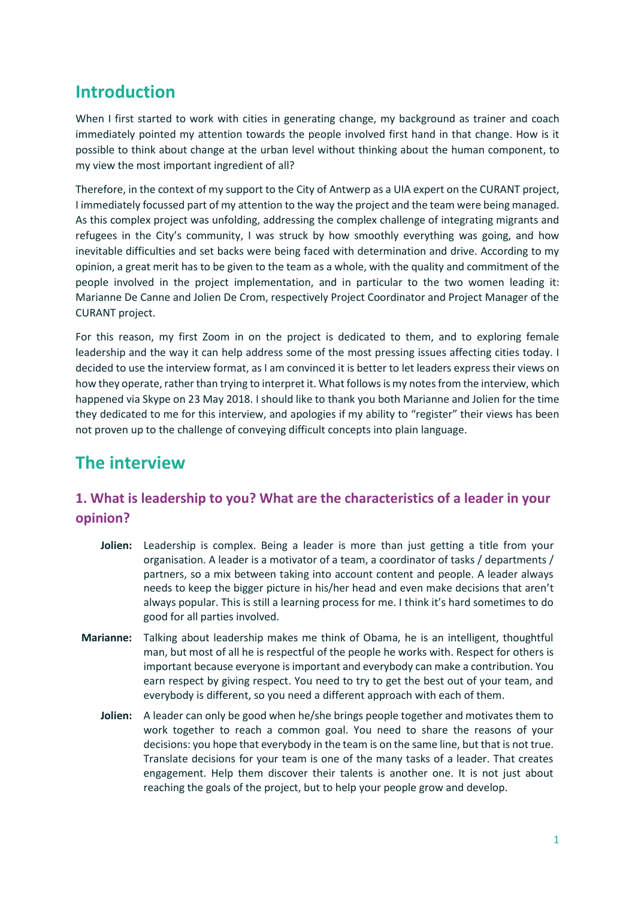## Introduction

When I first started to work with cities in generating change, my background as trainer and coach immediately pointed my attention towards the people involved first hand in that change. How is it possible to think about change at the urban level without thinking about the human component, to my view the most important ingredient of all?

Therefore, in the context of my support to the City of Antwerp as a UIA expert on the CURANT project, I immediately focussed part of my attention to the way the project and the team were being managed. As this complex project was unfolding, addressing the complex challenge of integrating migrants and refugees in the City's community, I was struck by how smoothly everything was going, and how inevitable difficulties and set backs were being faced with determination and drive. According to my opinion, a great merit has to be given to the team as a whole, with the quality and commitment of the people involved in the project implementation, and in particular to the two women leading it: Marianne De Canne and Jolien De Crom, respectively Project Coordinator and Project Manager of the CURANT project.

For this reason, my first Zoom in on the project is dedicated to them, and to exploring female leadership and the way it can help address some of the most pressing issues affecting cities today. I decided to use the interview format, as I am convinced it is better to let leaders express their views on how they operate, rather than trying to interpret it. What follows is my notes from the interview, which happened via Skype on 23 May 2018. I should like to thank you both Marianne and Jolien for the time they dedicated to me for this interview, and apologies if my ability to "register" their views has been not proven up to the challenge of conveying difficult concepts into plain language.

## The interview

### 1. What is leadership to you? What are the characteristics of a leader in your opinion?

**Jolien:** Leadership is complex. Being a leader is more than just getting a title from your organisation. A leader is a motivator of a team, a coordinator of tasks / departments / partners, so a mix between taking into account content and people. A leader always needs to keep the bigger picture in his/her head and even make decisions that aren't always popular. This is still a learning process for me. I think it's hard sometimes to do good for all parties involved.

**Marianne:** Talking about leadership makes me think of Obama, he is an intelligent, thoughtful man, but most of all he is respectful of the people he works with. Respect for others is important because everyone is important and everybody can make a contribution. You earn respect by giving respect. You need to try to get the best out of your team, and everybody is different, so you need a different approach with each of them.

**Jolien:** A leader can only be good when he/she brings people together and motivates them to work together to reach a common goal. You need to share the reasons of your decisions: you hope that everybody in the team is on the same line, but that is not true. Translate decisions for your team is one of the many tasks of a leader. That creates engagement. Help them discover their talents is another one. It is not just about reaching the goals of the project, but to help your people grow and develop.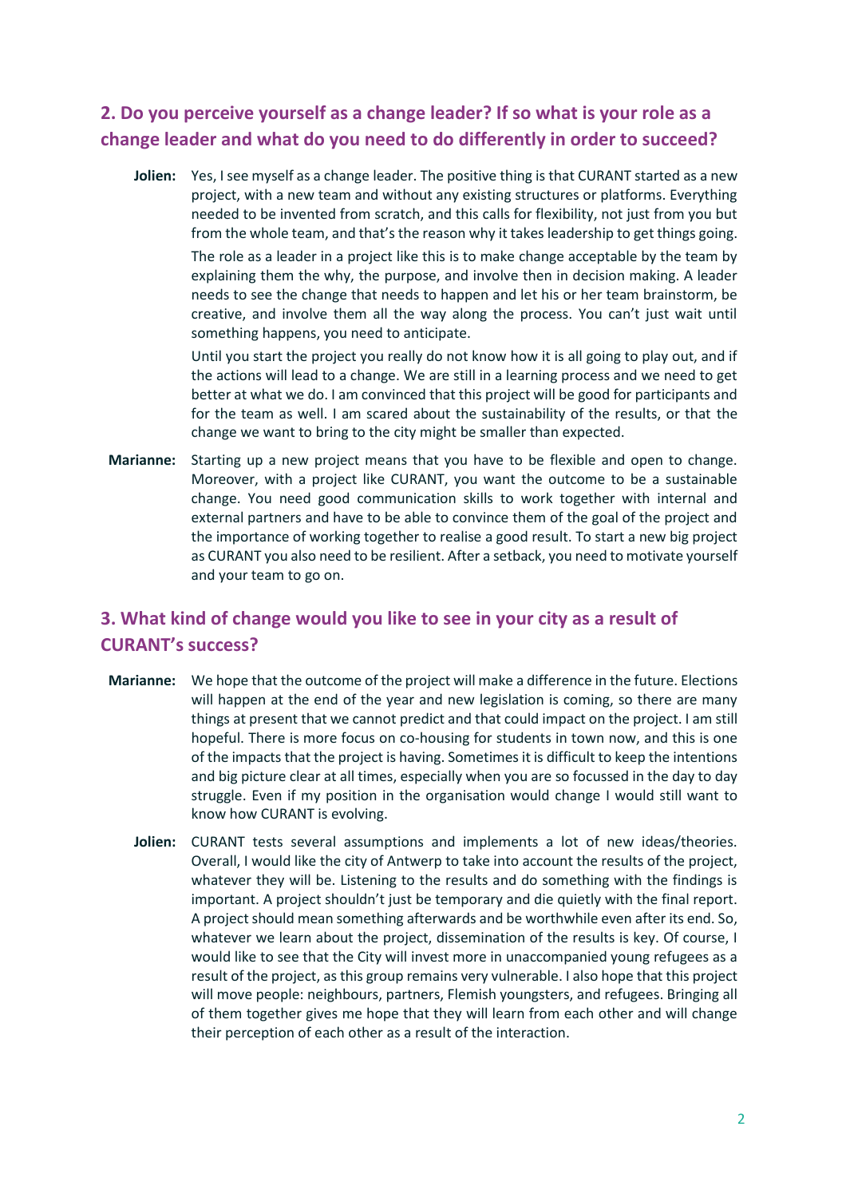## 2. Do you perceive yourself as a change leader? If so what is your role as a change leader and what do you need to do differently in order to succeed?

**Jolien:** Yes, I see myself as a change leader. The positive thing is that CURANT started as a new project, with a new team and without any existing structures or platforms. Everything needed to be invented from scratch, and this calls for flexibility, not just from you but from the whole team, and that's the reason why it takes leadership to get things going.

The role as a leader in a project like this is to make change acceptable by the team by explaining them the why, the purpose, and involve then in decision making. A leader needs to see the change that needs to happen and let his or her team brainstorm, be creative, and involve them all the way along the process. You can't just wait until something happens, you need to anticipate.

Until you start the project you really do not know how it is all going to play out, and if the actions will lead to a change. We are still in a learning process and we need to get better at what we do. I am convinced that this project will be good for participants and for the team as well. I am scared about the sustainability of the results, or that the change we want to bring to the city might be smaller than expected.

**Marianne:** Starting up a new project means that you have to be flexible and open to change. Moreover, with a project like CURANT, you want the outcome to be a sustainable change. You need good communication skills to work together with internal and external partners and have to be able to convince them of the goal of the project and the importance of working together to realise a good result. To start a new big project as CURANT you also need to be resilient. After a setback, you need to motivate yourself and your team to go on.

## 3. What kind of change would you like to see in your city as a result of CURANT's success?

**Marianne:** We hope that the outcome of the project will make a difference in the future. Elections will happen at the end of the year and new legislation is coming, so there are many things at present that we cannot predict and that could impact on the project. I am still hopeful. There is more focus on co-housing for students in town now, and this is one of the impacts that the project is having. Sometimes it is difficult to keep the intentions and big picture clear at all times, especially when you are so focussed in the day to day struggle. Even if my position in the organisation would change I would still want to know how CURANT is evolving.

**Jolien:** CURANT tests several assumptions and implements a lot of new ideas/theories. Overall, I would like the city of Antwerp to take into account the results of the project, whatever they will be. Listening to the results and do something with the findings is important. A project shouldn't just be temporary and die quietly with the final report. A project should mean something afterwards and be worthwhile even after its end. So, whatever we learn about the project, dissemination of the results is key. Of course, I would like to see that the City will invest more in unaccompanied young refugees as a result of the project, as this group remains very vulnerable. I also hope that this project will move people: neighbours, partners, Flemish youngsters, and refugees. Bringing all of them together gives me hope that they will learn from each other and will change their perception of each other as a result of the interaction.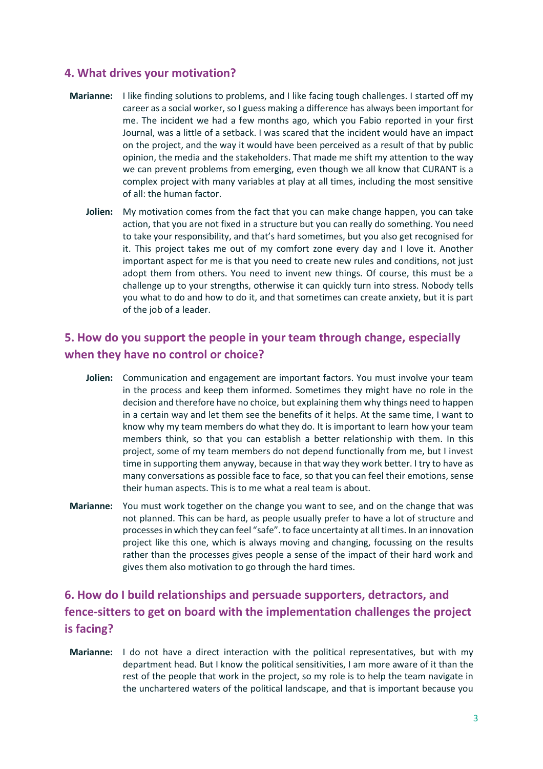## 4. What drives your motivation?

**Marianne:** I like finding solutions to problems, and I like facing tough challenges. I started off my career as a social worker, so I guess making a difference has always been important for me. The incident we had a few months ago, which you Fabio reported in your first Journal, was a little of a setback. I was scared that the incident would have an impact on the project, and the way it would have been perceived as a result of that by public opinion, the media and the stakeholders. That made me shift my attention to the way we can prevent problems from emerging, even though we all know that CURANT is a complex project with many variables at play at all times, including the most sensitive of all: the human factor.

**Jolien:** My motivation comes from the fact that you can make change happen, you can take action, that you are not fixed in a structure but you can really do something. You need to take your responsibility, and that's hard sometimes, but you also get recognised for it. This project takes me out of my comfort zone every day and I love it. Another important aspect for me is that you need to create new rules and conditions, not just adopt them from others. You need to invent new things. Of course, this must be a challenge up to your strengths, otherwise it can quickly turn into stress. Nobody tells you what to do and how to do it, and that sometimes can create anxiety, but it is part of the job of a leader.

## 5. How do you support the people in your team through change, especially when they have no control or choice?

**Jolien:** Communication and engagement are important factors. You must involve your team in the process and keep them informed. Sometimes they might have no role in the decision and therefore have no choice, but explaining them why things need to happen in a certain way and let them see the benefits of it helps. At the same time, I want to know why my team members do what they do. It is important to learn how your team members think, so that you can establish a better relationship with them. In this project, some of my team members do not depend functionally from me, but I invest time in supporting them anyway, because in that way they work better. I try to have as many conversations as possible face to face, so that you can feel their emotions, sense their human aspects. This is to me what a real team is about.

**Marianne:** You must work together on the change you want to see, and on the change that was not planned. This can be hard, as people usually prefer to have a lot of structure and processes in which they can feel "safe". to face uncertainty at all times. In an innovation project like this one, which is always moving and changing, focussing on the results rather than the processes gives people a sense of the impact of their hard work and gives them also motivation to go through the hard times.

## 6. How do I build relationships and persuade supporters, detractors, and fence-sitters to get on board with the implementation challenges the project is facing?

**Marianne:** I do not have a direct interaction with the political representatives, but with my department head. But I know the political sensitivities, I am more aware of it than the rest of the people that work in the project, so my role is to help the team navigate in the unchartered waters of the political landscape, and that is important because you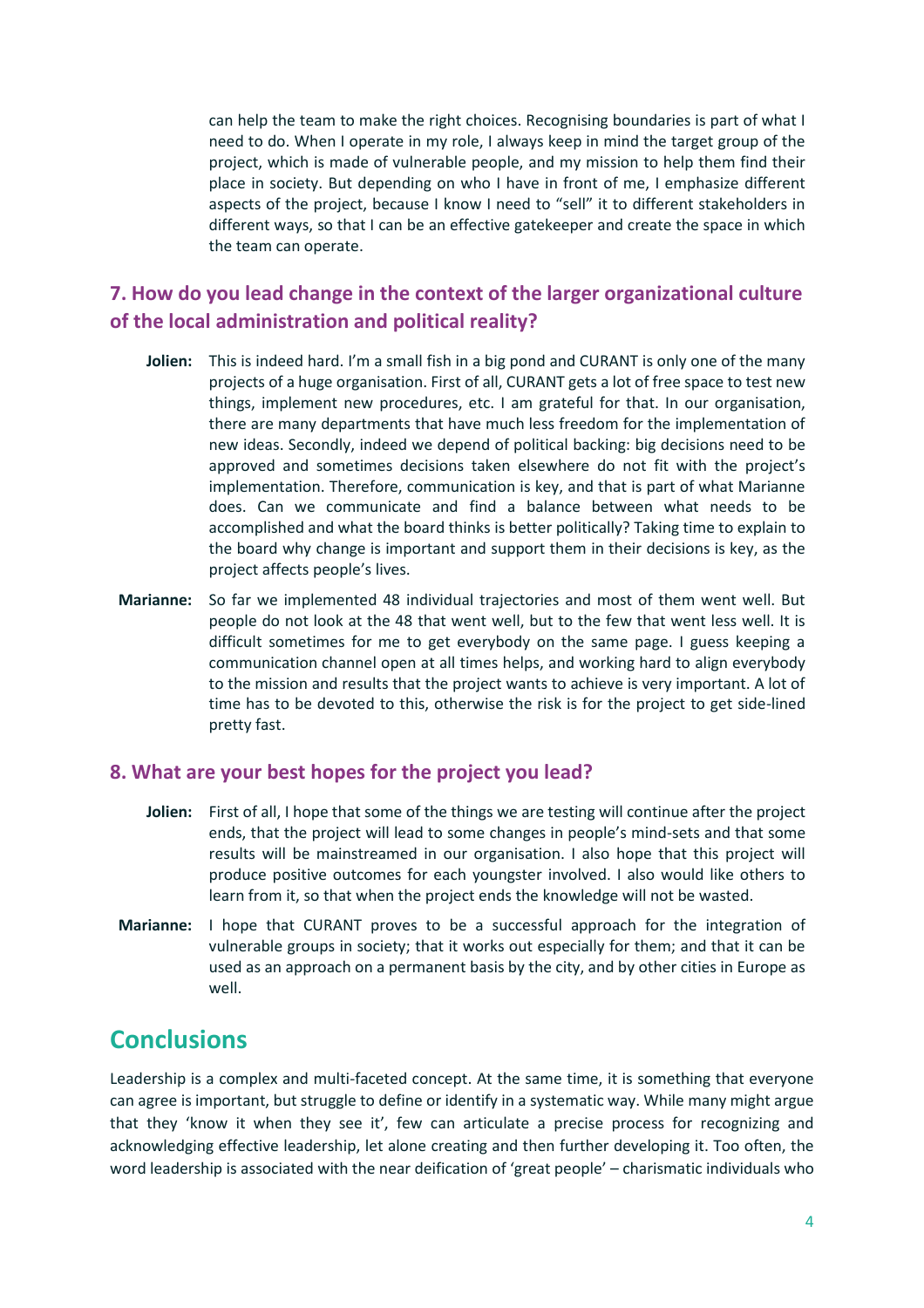can help the team to make the right choices. Recognising boundaries is part of what I need to do. When I operate in my role, I always keep in mind the target group of the project, which is made of vulnerable people, and my mission to help them find their place in society. But depending on who I have in front of me, I emphasize different aspects of the project, because I know I need to "sell" it to different stakeholders in different ways, so that I can be an effective gatekeeper and create the space in which the team can operate.

### 7. How do you lead change in the context of the larger organizational culture of the local administration and political reality?

**Jolien:** This is indeed hard. I'm a small fish in a big pond and CURANT is only one of the many projects of a huge organisation. First of all, CURANT gets a lot of free space to test new things, implement new procedures, etc. I am grateful for that. In our organisation, there are many departments that have much less freedom for the implementation of new ideas. Secondly, indeed we depend of political backing: big decisions need to be approved and sometimes decisions taken elsewhere do not fit with the project's implementation. Therefore, communication is key, and that is part of what Marianne does. Can we communicate and find a balance between what needs to be accomplished and what the board thinks is better politically? Taking time to explain to the board why change is important and support them in their decisions is key, as the project affects people's lives.

**Marianne:** So far we implemented 48 individual trajectories and most of them went well. But people do not look at the 48 that went well, but to the few that went less well. It is difficult sometimes for me to get everybody on the same page. I guess keeping a communication channel open at all times helps, and working hard to align everybody to the mission and results that the project wants to achieve is very important. A lot of time has to be devoted to this, otherwise the risk is for the project to get side-lined pretty fast.

### 8. What are your best hopes for the project you lead?

**Jolien:** First of all, I hope that some of the things we are testing will continue after the project ends, that the project will lead to some changes in people's mind-sets and that some results will be mainstreamed in our organisation. I also hope that this project will produce positive outcomes for each youngster involved. I also would like others to learn from it, so that when the project ends the knowledge will not be wasted.

**Marianne:** I hope that CURANT proves to be a successful approach for the integration of vulnerable groups in society; that it works out especially for them; and that it can be used as an approach on a permanent basis by the city, and by other cities in Europe as well.

## Conclusions

Leadership is a complex and multi-faceted concept. At the same time, it is something that everyone can agree is important, but struggle to define or identify in a systematic way. While many might argue that they 'know it when they see it', few can articulate a precise process for recognizing and acknowledging effective leadership, let alone creating and then further developing it. Too often, the word leadership is associated with the near deification of 'great people' – charismatic individuals who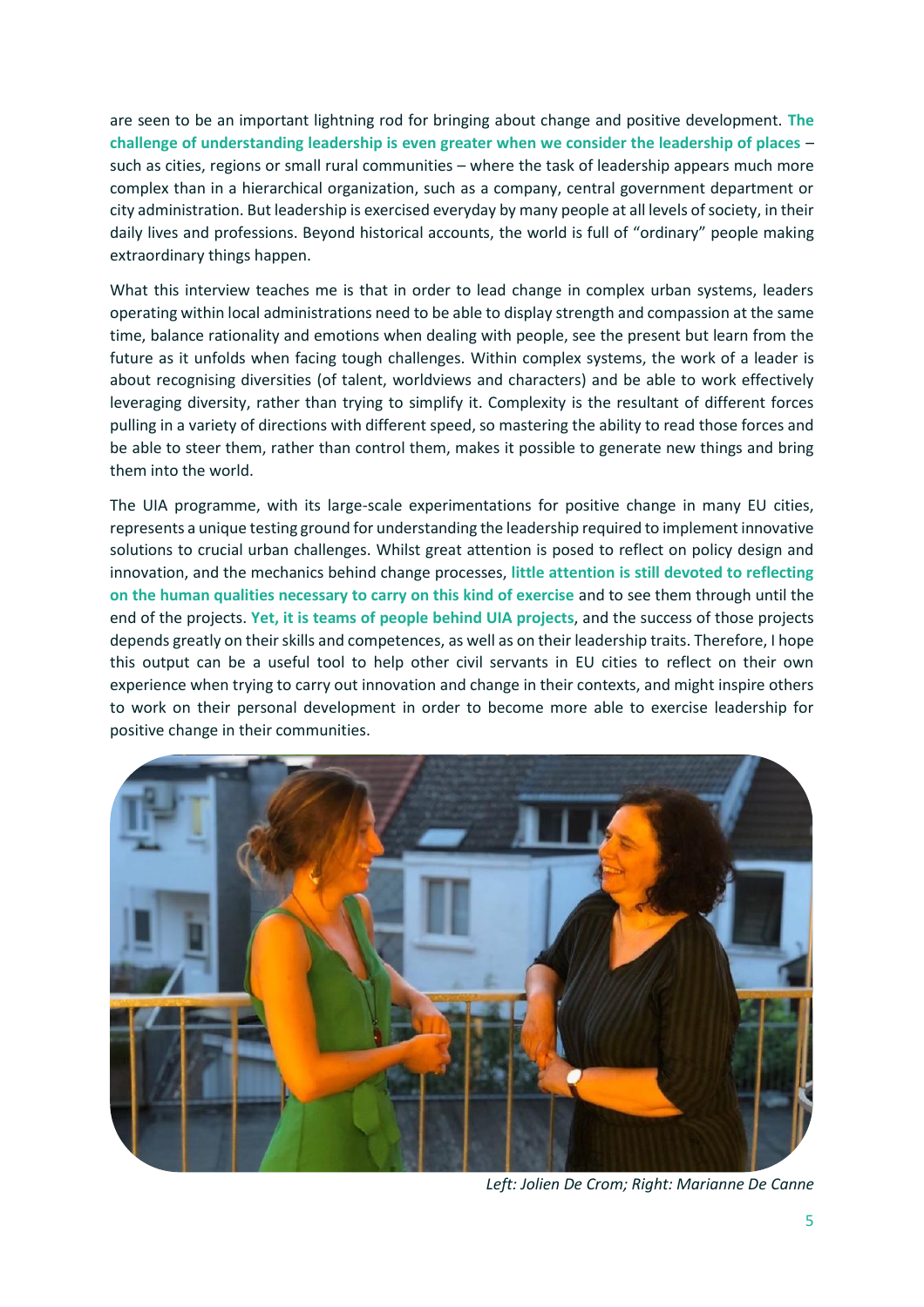are seen to be an important lightning rod for bringing about change and positive development. **The challenge of understanding leadership is even greater when we consider the leadership of places** – such as cities, regions or small rural communities – where the task of leadership appears much more complex than in a hierarchical organization, such as a company, central government department or city administration. But leadership is exercised everyday by many people at all levels of society, in their daily lives and professions. Beyond historical accounts, the world is full of "ordinary" people making extraordinary things happen.

What this interview teaches me is that in order to lead change in complex urban systems, leaders operating within local administrations need to be able to display strength and compassion at the same time, balance rationality and emotions when dealing with people, see the present but learn from the future as it unfolds when facing tough challenges. Within complex systems, the work of a leader is about recognising diversities (of talent, worldviews and characters) and be able to work effectively leveraging diversity, rather than trying to simplify it. Complexity is the resultant of different forces pulling in a variety of directions with different speed, so mastering the ability to read those forces and be able to steer them, rather than control them, makes it possible to generate new things and bring them into the world.

The UIA programme, with its large-scale experimentations for positive change in many EU cities, represents a unique testing ground for understanding the leadership required to implement innovative solutions to crucial urban challenges. Whilst great attention is posed to reflect on policy design and innovation, and the mechanics behind change processes, **little attention is still devoted to reflecting on the human qualities necessary to carry on this kind of exercise** and to see them through until the end of the projects. **Yet, it is teams of people behind UIA projects**, and the success of those projects depends greatly on their skills and competences, as well as on their leadership traits. Therefore, I hope this output can be a useful tool to help other civil servants in EU cities to reflect on their own experience when trying to carry out innovation and change in their contexts, and might inspire others to work on their personal development in order to become more able to exercise leadership for positive change in their communities.

*Left: Jolien De Crom; Right: Marianne De Canne*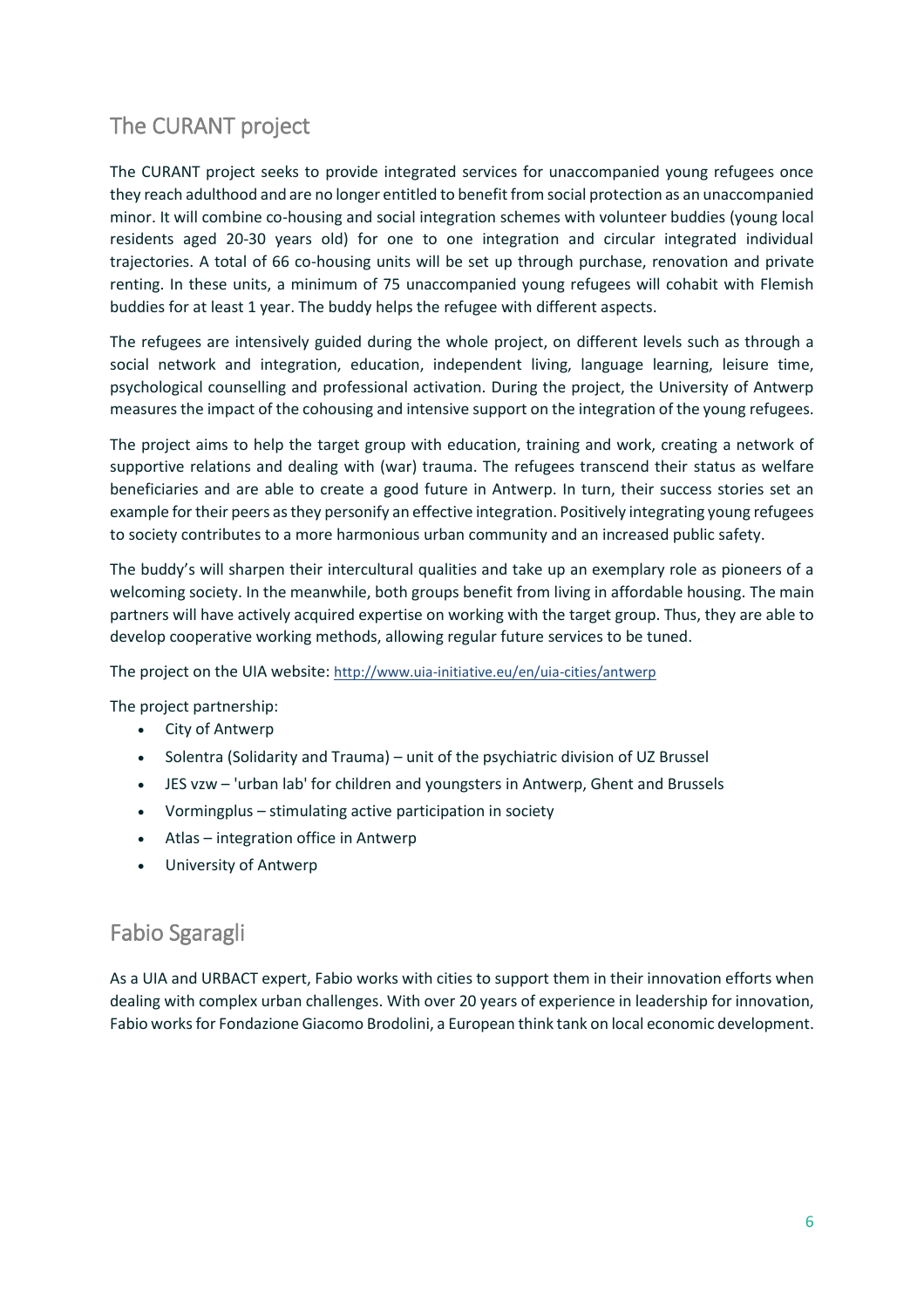## The CURANT project

The CURANT project seeks to provide integrated services for unaccompanied young refugees once they reach adulthood and are no longer entitled to benefit from social protection as an unaccompanied minor. It will combine co-housing and social integration schemes with volunteer buddies (young local residents aged 20-30 years old) for one to one integration and circular integrated individual trajectories. A total of 66 co-housing units will be set up through purchase, renovation and private renting. In these units, a minimum of 75 unaccompanied young refugees will cohabit with Flemish buddies for at least 1 year. The buddy helps the refugee with different aspects.

The refugees are intensively guided during the whole project, on different levels such as through a social network and integration, education, independent living, language learning, leisure time, psychological counselling and professional activation. During the project, the University of Antwerp measures the impact of the cohousing and intensive support on the integration of the young refugees.

The project aims to help the target group with education, training and work, creating a network of supportive relations and dealing with (war) trauma. The refugees transcend their status as welfare beneficiaries and are able to create a good future in Antwerp. In turn, their success stories set an example for their peers as they personify an effective integration. Positively integrating young refugees to society contributes to a more harmonious urban community and an increased public safety.

The buddy's will sharpen their intercultural qualities and take up an exemplary role as pioneers of a welcoming society. In the meanwhile, both groups benefit from living in affordable housing. The main partners will have actively acquired expertise on working with the target group. Thus, they are able to develop cooperative working methods, allowing regular future services to be tuned.

The project on the UIA website: http://www.uia-initiative.eu/en/uia-cities/antwerp

The project partnership:

- City of Antwerp
- Solentra (Solidarity and Trauma) – unit of the psychiatric division of UZ Brussel
- JES vzw – 'urban lab' for children and youngsters in Antwerp, Ghent and Brussels
- Vormingplus – stimulating active participation in society
- Atlas – integration office in Antwerp
- University of Antwerp

## Fabio Sgaragli

As a UIA and URBACT expert, Fabio works with cities to support them in their innovation efforts when dealing with complex urban challenges. With over 20 years of experience in leadership for innovation, Fabio works for Fondazione Giacomo Brodolini, a European think tank on local economic development.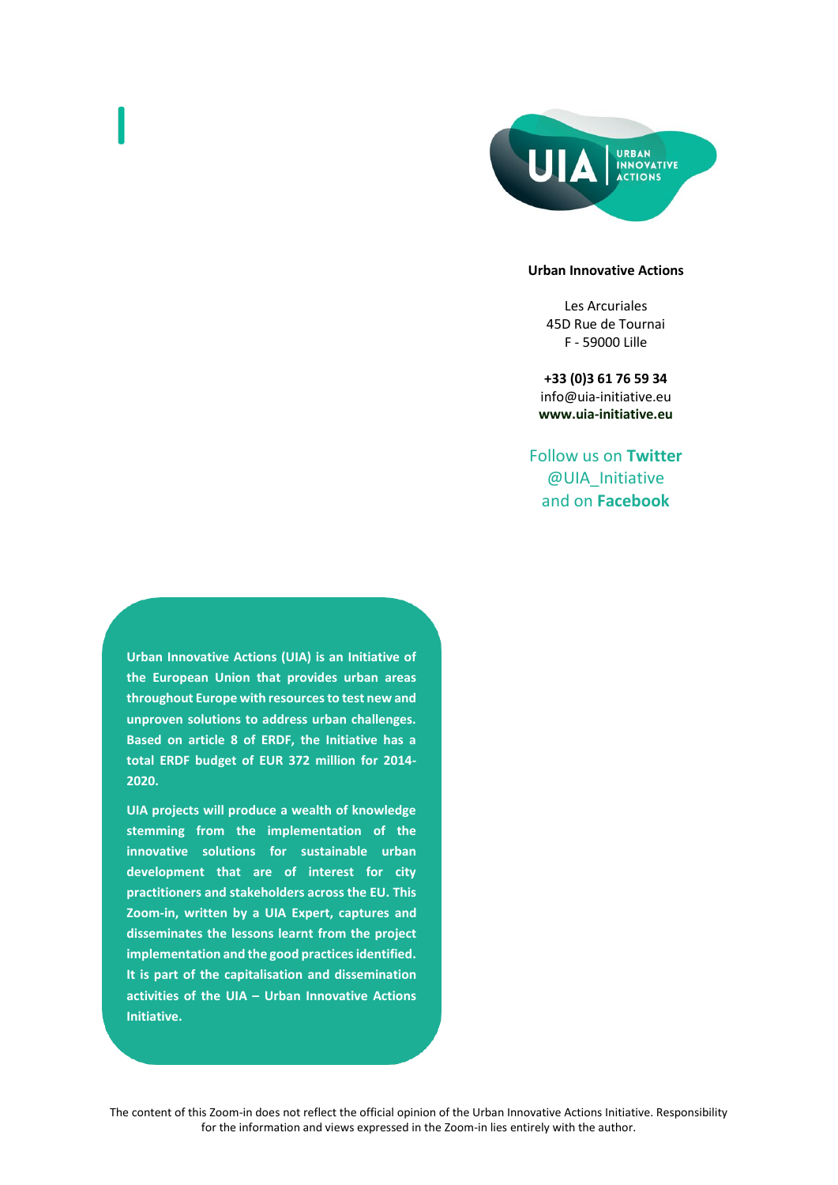**Urban Innovative Actions**

Les Arcuriales
45D Rue de Tournai
F - 59000 Lille

**+33 (0)3 61 76 59 34**
info@uia-initiative.eu
**www.uia-initiative.eu**

Follow us on **Twitter**
@UIA_Initiative
and on **Facebook**

**Urban Innovative Actions (UIA) is an Initiative of the European Union that provides urban areas throughout Europe with resources to test new and unproven solutions to address urban challenges. Based on article 8 of ERDF, the Initiative has a total ERDF budget of EUR 372 million for 2014-2020.**

**UIA projects will produce a wealth of knowledge stemming from the implementation of the innovative solutions for sustainable urban development that are of interest for city practitioners and stakeholders across the EU. This Zoom-in, written by a UIA Expert, captures and disseminates the lessons learnt from the project implementation and the good practices identified. It is part of the capitalisation and dissemination activities of the UIA – Urban Innovative Actions Initiative.**

The content of this Zoom-in does not reflect the official opinion of the Urban Innovative Actions Initiative. Responsibility for the information and views expressed in the Zoom-in lies entirely with the author.